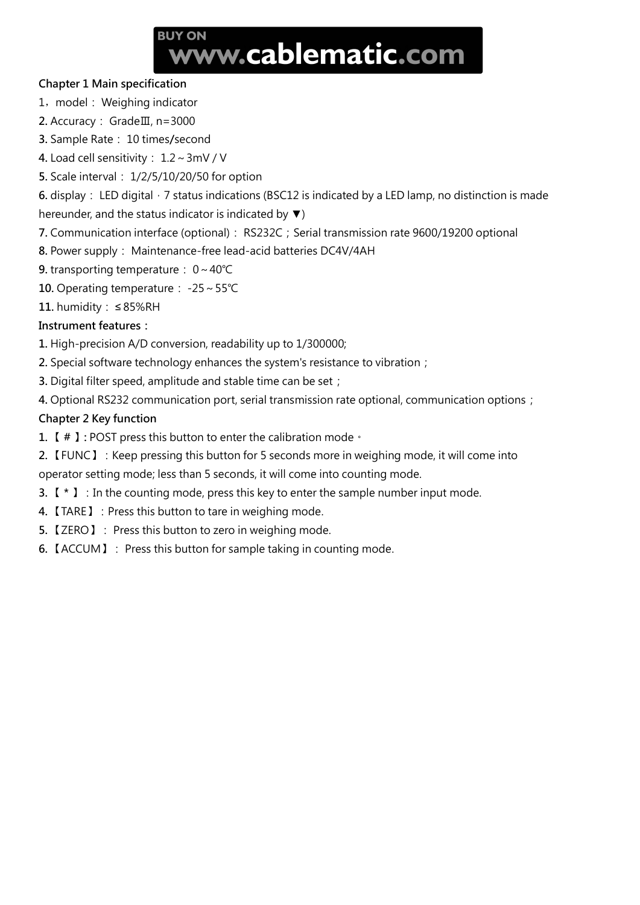BUY ON **www.cablematic.com**

**Chapter 1 Main specification**

1，model： Weighing indicator

**2.** Accuracy： GradeⅢ, n=3000

**3.** Sample Rate： 10 times/second

**4.** Load cell sensitivity： 1.2～3mV / V

**5.** Scale interval： 1/2/5/10/20/50 for option

**6.** display： LED digital，7 status indications (BSC12 is indicated by a LED lamp, no distinction is made hereunder, and the status indicator is indicated by ▼)

**7.** Communication interface (optional)： RS232C；Serial transmission rate 9600/19200 optional

**8.** Power supply： Maintenance-free lead-acid batteries DC4V/4AH

**9.** transporting temperature： 0～40℃

**10.** Operating temperature： -25～55℃

**11.** humidity： ≤85%RH

**Instrument features：**

**1.** High-precision A/D conversion, readability up to 1/300000;

**2.** Special software technology enhances the system's resistance to vibration；

**3.** Digital filter speed, amplitude and stable time can be set；

**4.** Optional RS232 communication port, serial transmission rate optional, communication options；

**Chapter 2 Key function**

**1.**【 # 】**:** POST press this button to enter the calibration mode。

**2.**【FUNC】：Keep pressing this button for 5 seconds more in weighing mode, it will come into operator setting mode; less than 5 seconds, it will come into counting mode.

**3.**【 * 】：In the counting mode, press this key to enter the sample number input mode.

**4.**【TARE】：Press this button to tare in weighing mode.

**5.**【ZERO】： Press this button to zero in weighing mode.

**6.**【ACCUM】： Press this button for sample taking in counting mode.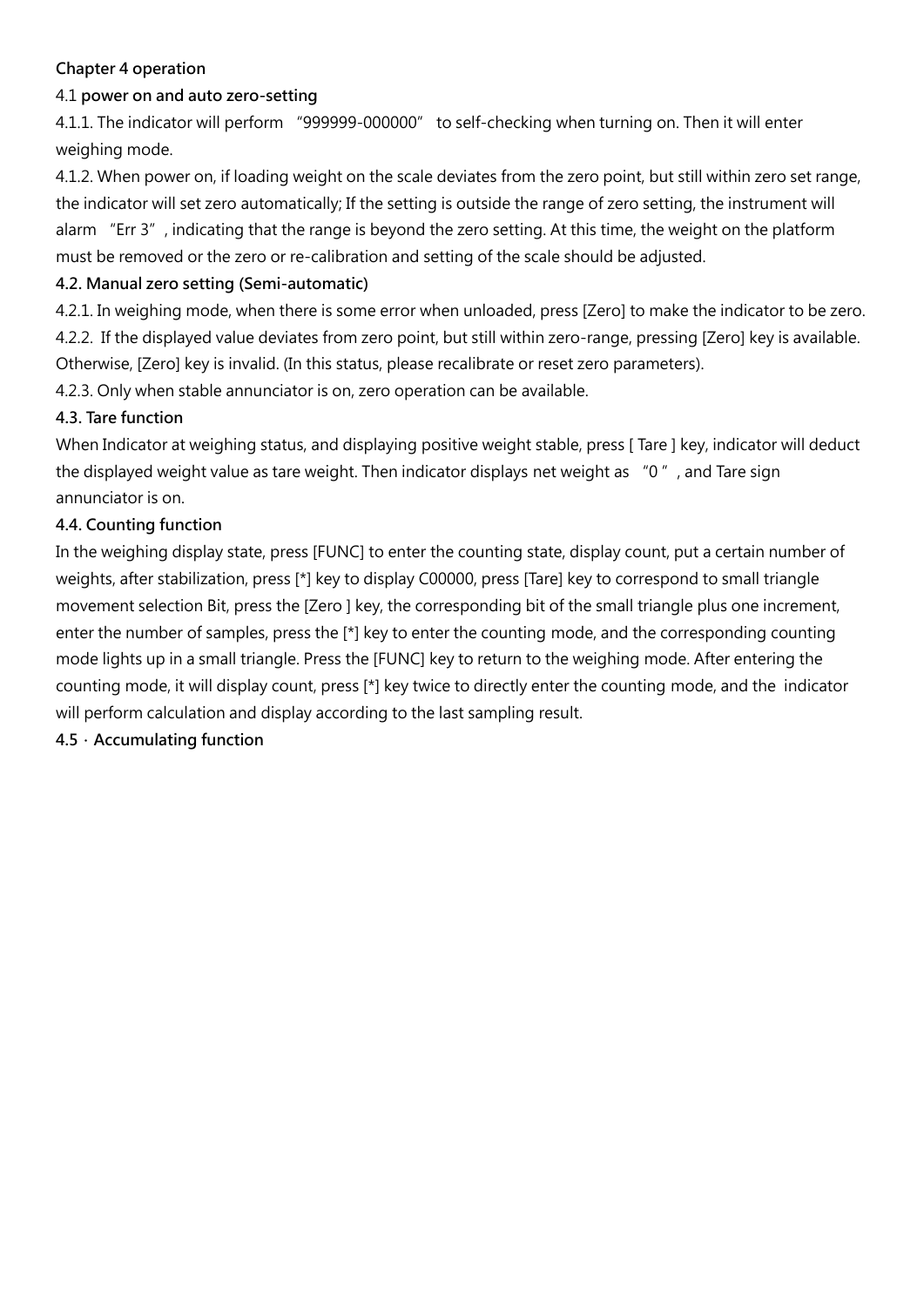## Chapter 4 operation

### 4.1 power on and auto zero-setting

4.1.1. The indicator will perform "999999-000000" to self-checking when turning on. Then it will enter weighing mode.

4.1.2. When power on, if loading weight on the scale deviates from the zero point, but still within zero set range, the indicator will set zero automatically; If the setting is outside the range of zero setting, the instrument will alarm "Err 3", indicating that the range is beyond the zero setting. At this time, the weight on the platform must be removed or the zero or re-calibration and setting of the scale should be adjusted.

### 4.2. Manual zero setting (Semi-automatic)

4.2.1. In weighing mode, when there is some error when unloaded, press [Zero] to make the indicator to be zero.

4.2.2. If the displayed value deviates from zero point, but still within zero-range, pressing [Zero] key is available. Otherwise, [Zero] key is invalid. (In this status, please recalibrate or reset zero parameters).

4.2.3. Only when stable annunciator is on, zero operation can be available.

### 4.3. Tare function

When Indicator at weighing status, and displaying positive weight stable, press [ Tare ] key, indicator will deduct the displayed weight value as tare weight. Then indicator displays net weight as "0 ", and Tare sign annunciator is on.

### 4.4. Counting function

In the weighing display state, press [FUNC] to enter the counting state, display count, put a certain number of weights, after stabilization, press [*] key to display C00000, press [Tare] key to correspond to small triangle movement selection Bit, press the [Zero ] key, the corresponding bit of the small triangle plus one increment, enter the number of samples, press the [*] key to enter the counting mode, and the corresponding counting mode lights up in a small triangle. Press the [FUNC] key to return to the weighing mode. After entering the counting mode, it will display count, press [*] key twice to directly enter the counting mode, and the indicator will perform calculation and display according to the last sampling result.

### 4.5 · Accumulating function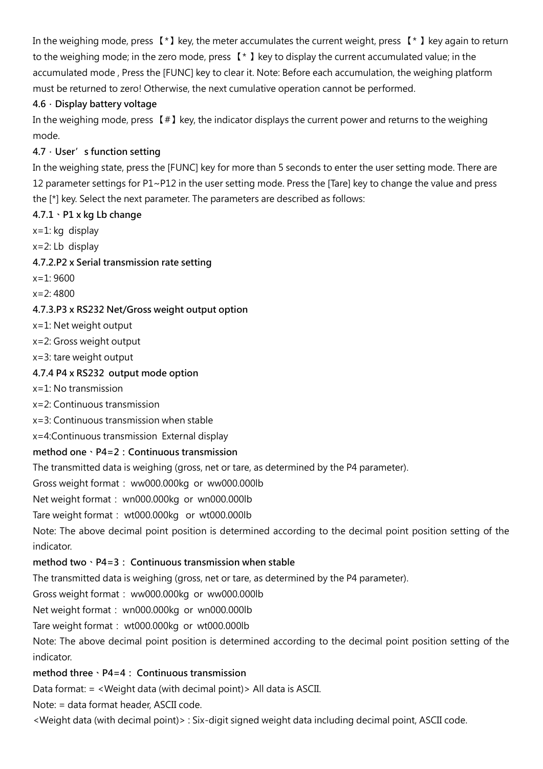In the weighing mode, press 【*】key, the meter accumulates the current weight, press 【* 】key again to return to the weighing mode; in the zero mode, press 【* 】key to display the current accumulated value; in the accumulated mode , Press the [FUNC] key to clear it. Note: Before each accumulation, the weighing platform must be returned to zero! Otherwise, the next cumulative operation cannot be performed.

**4.6 · Display battery voltage**

In the weighing mode, press 【#】key, the indicator displays the current power and returns to the weighing mode.

**4.7 · User' s function setting**

In the weighing state, press the [FUNC] key for more than 5 seconds to enter the user setting mode. There are 12 parameter settings for P1~P12 in the user setting mode. Press the [Tare] key to change the value and press the [*] key. Select the next parameter. The parameters are described as follows:

**4.7.1、P1 x kg Lb change**

x=1: kg display

x=2: Lb display

**4.7.2.P2 x Serial transmission rate setting**

x=1: 9600

x=2: 4800

**4.7.3.P3 x RS232 Net/Gross weight output option**

x=1: Net weight output

x=2: Gross weight output

x=3: tare weight output

**4.7.4 P4 x RS232 output mode option**

x=1: No transmission

x=2: Continuous transmission

x=3: Continuous transmission when stable

x=4:Continuous transmission External display

**method one、P4=2：Continuous transmission**

The transmitted data is weighing (gross, net or tare, as determined by the P4 parameter).

Gross weight format： ww000.000kg or ww000.000lb

Net weight format： wn000.000kg or wn000.000lb

Tare weight format： wt000.000kg or wt000.000lb

Note: The above decimal point position is determined according to the decimal point position setting of the indicator.

**method two、P4=3： Continuous transmission when stable**

The transmitted data is weighing (gross, net or tare, as determined by the P4 parameter).

Gross weight format： ww000.000kg or ww000.000lb

Net weight format： wn000.000kg or wn000.000lb

Tare weight format： wt000.000kg or wt000.000lb

Note: The above decimal point position is determined according to the decimal point position setting of the indicator.

**method three、P4=4： Continuous transmission**

Data format: = <Weight data (with decimal point)> All data is ASCII.

Note: = data format header, ASCII code.

<Weight data (with decimal point)> : Six-digit signed weight data including decimal point, ASCII code.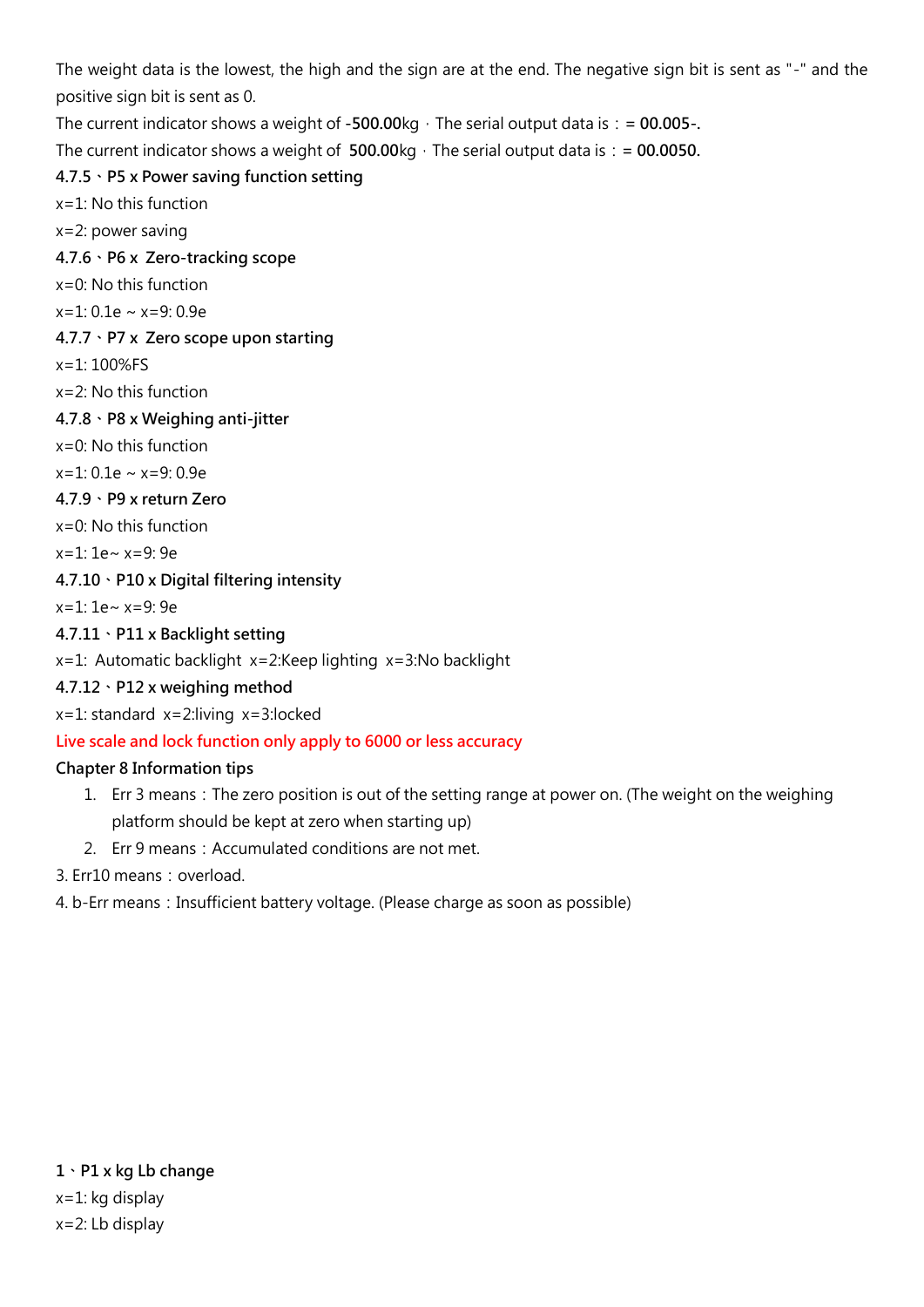The weight data is the lowest, the high and the sign are at the end. The negative sign bit is sent as "-" and the positive sign bit is sent as 0.

The current indicator shows a weight of **-500.00**kg，The serial output data is：**= 00.005-.**

The current indicator shows a weight of **500.00**kg，The serial output data is：**= 00.0050.**

**4.7.5、P5 x Power saving function setting**

x=1: No this function

x=2: power saving

**4.7.6、P6 x Zero-tracking scope**

x=0: No this function

x=1: 0.1e ~ x=9: 0.9e

**4.7.7、P7 x Zero scope upon starting**

x=1: 100%FS

x=2: No this function

**4.7.8、P8 x Weighing anti-jitter**

x=0: No this function

x=1: 0.1e ~ x=9: 0.9e

**4.7.9、P9 x return Zero**

x=0: No this function

x=1: 1e~ x=9: 9e

**4.7.10、P10 x Digital filtering intensity**

x=1: 1e~ x=9: 9e

**4.7.11、P11 x Backlight setting**

x=1: Automatic backlight x=2:Keep lighting x=3:No backlight

**4.7.12、P12 x weighing method**

x=1: standard x=2:living x=3:locked

Live scale and lock function only apply to 6000 or less accuracy

**Chapter 8 Information tips**

1. Err 3 means：The zero position is out of the setting range at power on. (The weight on the weighing platform should be kept at zero when starting up)
2. Err 9 means：Accumulated conditions are not met.

3. Err10 means：overload.

4. b-Err means：Insufficient battery voltage. (Please charge as soon as possible)

**1、P1 x kg Lb change**

x=1: kg display

x=2: Lb display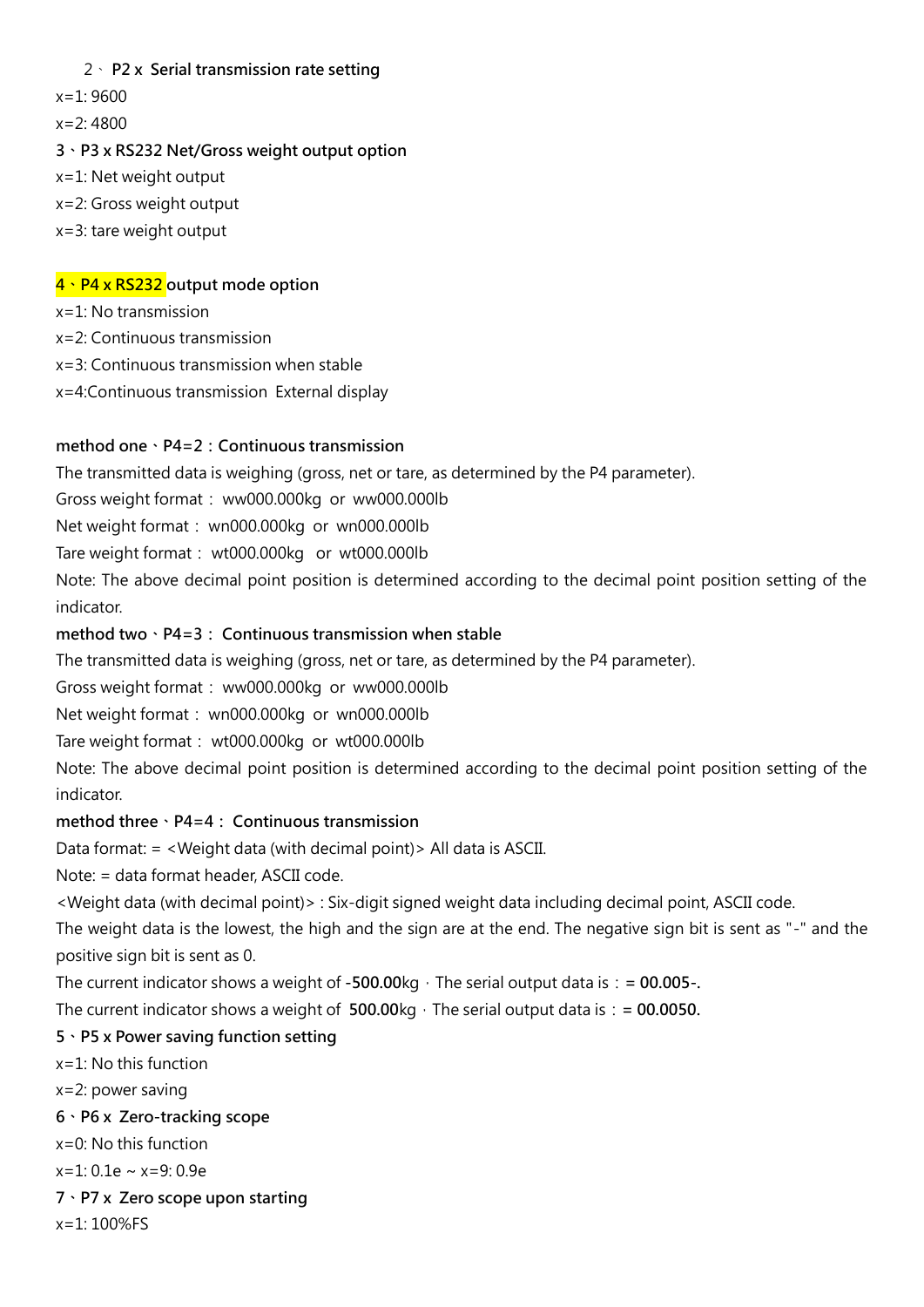**2、 P2 x Serial transmission rate setting**

x=1: 9600

x=2: 4800

**3、P3 x RS232 Net/Gross weight output option**

x=1: Net weight output

x=2: Gross weight output

x=3: tare weight output

**4、P4 x RS232 output mode option**

x=1: No transmission

x=2: Continuous transmission

x=3: Continuous transmission when stable

x=4:Continuous transmission External display

**method one、P4=2：Continuous transmission**

The transmitted data is weighing (gross, net or tare, as determined by the P4 parameter).

Gross weight format： ww000.000kg or ww000.000lb

Net weight format： wn000.000kg or wn000.000lb

Tare weight format： wt000.000kg or wt000.000lb

Note: The above decimal point position is determined according to the decimal point position setting of the indicator.

**method two、P4=3： Continuous transmission when stable**

The transmitted data is weighing (gross, net or tare, as determined by the P4 parameter).

Gross weight format： ww000.000kg or ww000.000lb

Net weight format： wn000.000kg or wn000.000lb

Tare weight format： wt000.000kg or wt000.000lb

Note: The above decimal point position is determined according to the decimal point position setting of the indicator.

**method three、P4=4： Continuous transmission**

Data format: = <Weight data (with decimal point)> All data is ASCII.

Note: = data format header, ASCII code.

<Weight data (with decimal point)> : Six-digit signed weight data including decimal point, ASCII code.

The weight data is the lowest, the high and the sign are at the end. The negative sign bit is sent as "-" and the positive sign bit is sent as 0.

The current indicator shows a weight of **-500.00**kg，The serial output data is：**= 00.005-.**

The current indicator shows a weight of **500.00**kg，The serial output data is：**= 00.0050.**

**5、P5 x Power saving function setting**

x=1: No this function

x=2: power saving

**6、P6 x Zero-tracking scope**

x=0: No this function

x=1: 0.1e ~ x=9: 0.9e

**7、P7 x Zero scope upon starting**

x=1: 100%FS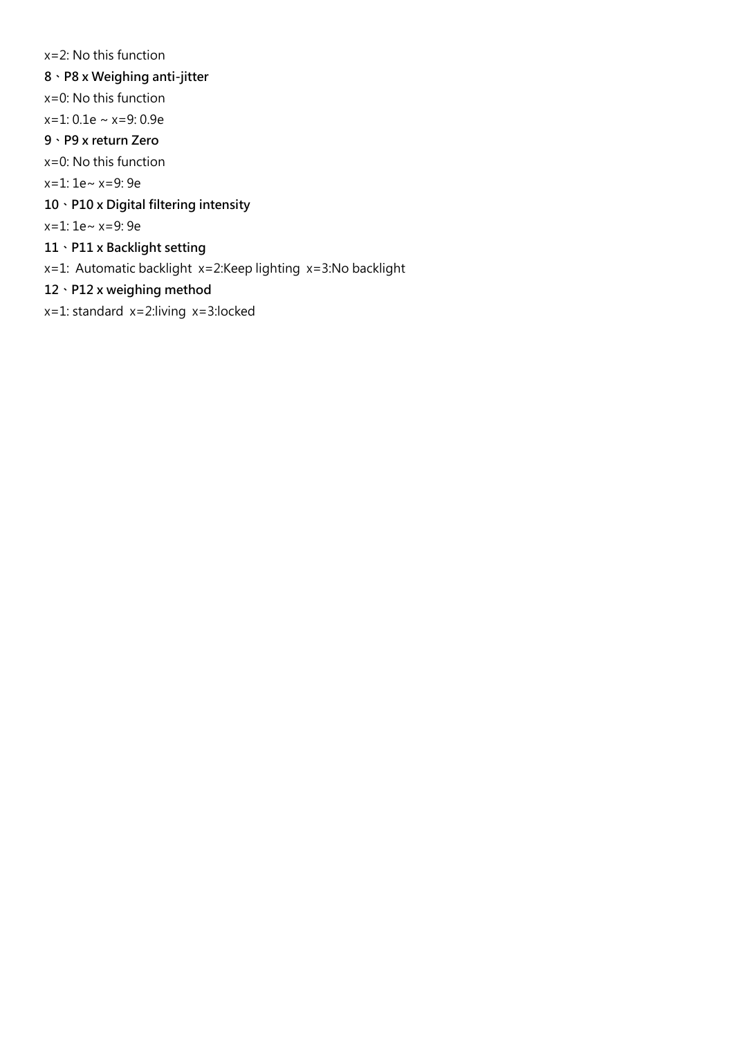x=2: No this function

**8、P8 x Weighing anti-jitter**

x=0: No this function

x=1: 0.1e ~ x=9: 0.9e

**9、P9 x return Zero**

x=0: No this function

x=1: 1e~ x=9: 9e

**10、P10 x Digital filtering intensity**

x=1: 1e~ x=9: 9e

**11、P11 x Backlight setting**

x=1: Automatic backlight x=2:Keep lighting x=3:No backlight

**12、P12 x weighing method**

x=1: standard x=2:living x=3:locked